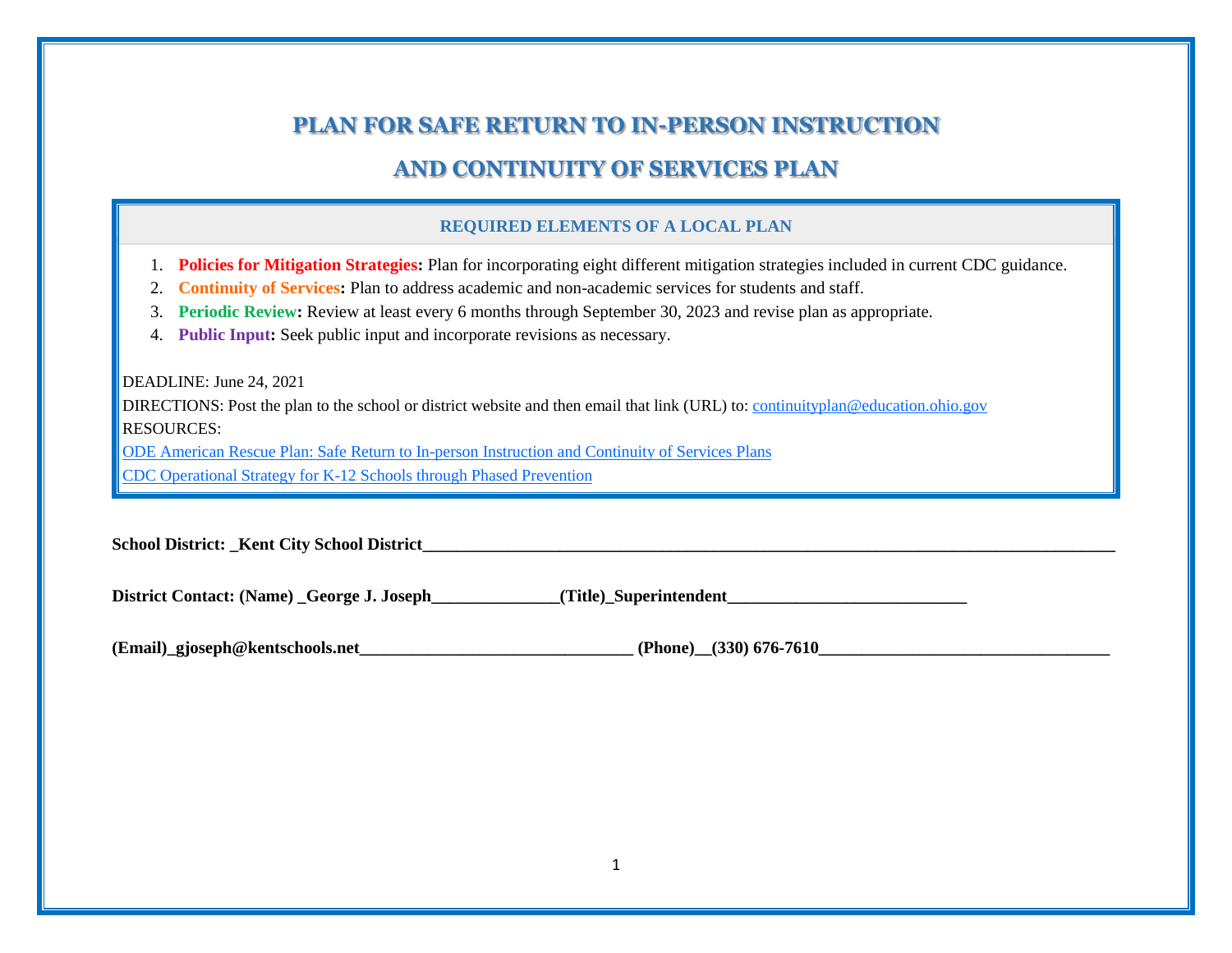# PLAN FOR SAFE RETURN TO IN-PERSON INSTRUCTION

# AND CONTINUITY OF SERVICES PLAN

### REQUIRED ELEMENTS OF A LOCAL PLAN

1. **Policies for Mitigation Strategies:** Plan for incorporating eight different mitigation strategies included in current CDC guidance.
2. **Continuity of Services:** Plan to address academic and non-academic services for students and staff.
3. **Periodic Review:** Review at least every 6 months through September 30, 2023 and revise plan as appropriate.
4. **Public Input:** Seek public input and incorporate revisions as necessary.

DEADLINE: June 24, 2021

DIRECTIONS: Post the plan to the school or district website and then email that link (URL) to: continuityplan@education.ohio.gov

RESOURCES:

ODE American Rescue Plan: Safe Return to In-person Instruction and Continuity of Services Plans

CDC Operational Strategy for K-12 Schools through Phased Prevention

**School District:** **Kent City School District**

**District Contact: (Name)** **George J. Joseph** **(Title)** **Superintendent**

**(Email)** **gjoseph@kentschools.net** **(Phone)** **(330) 676-7610**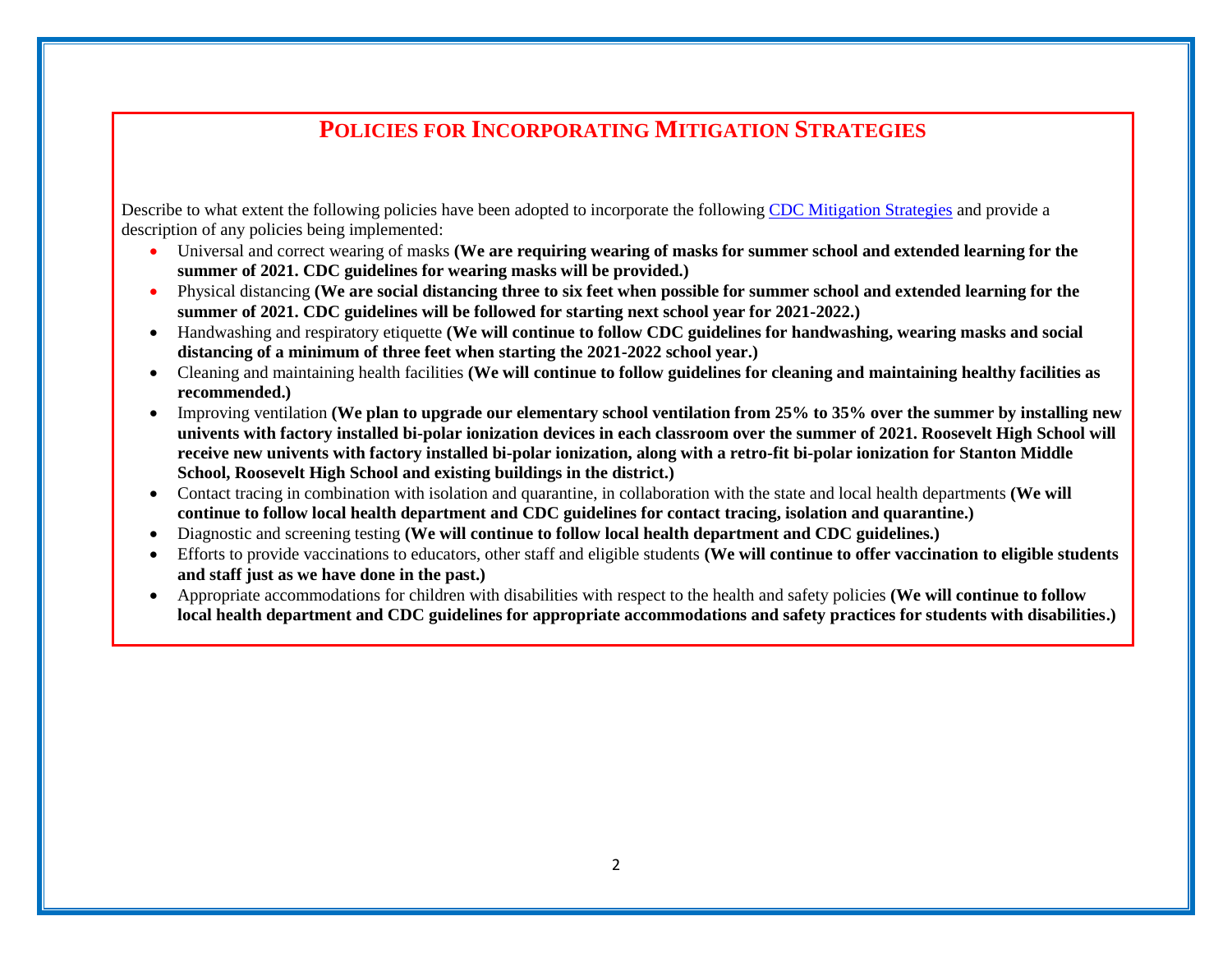## POLICIES FOR INCORPORATING MITIGATION STRATEGIES

Describe to what extent the following policies have been adopted to incorporate the following [CDC Mitigation Strategies]() and provide a description of any policies being implemented:

- Universal and correct wearing of masks **(We are requiring wearing of masks for summer school and extended learning for the summer of 2021. CDC guidelines for wearing masks will be provided.)**
- Physical distancing **(We are social distancing three to six feet when possible for summer school and extended learning for the summer of 2021. CDC guidelines will be followed for starting next school year for 2021-2022.)**
- Handwashing and respiratory etiquette **(We will continue to follow CDC guidelines for handwashing, wearing masks and social distancing of a minimum of three feet when starting the 2021-2022 school year.)**
- Cleaning and maintaining health facilities **(We will continue to follow guidelines for cleaning and maintaining healthy facilities as recommended.)**
- Improving ventilation **(We plan to upgrade our elementary school ventilation from 25% to 35% over the summer by installing new univents with factory installed bi-polar ionization devices in each classroom over the summer of 2021. Roosevelt High School will receive new univents with factory installed bi-polar ionization, along with a retro-fit bi-polar ionization for Stanton Middle School, Roosevelt High School and existing buildings in the district.)**
- Contact tracing in combination with isolation and quarantine, in collaboration with the state and local health departments **(We will continue to follow local health department and CDC guidelines for contact tracing, isolation and quarantine.)**
- Diagnostic and screening testing **(We will continue to follow local health department and CDC guidelines.)**
- Efforts to provide vaccinations to educators, other staff and eligible students **(We will continue to offer vaccination to eligible students and staff just as we have done in the past.)**
- Appropriate accommodations for children with disabilities with respect to the health and safety policies **(We will continue to follow local health department and CDC guidelines for appropriate accommodations and safety practices for students with disabilities.)**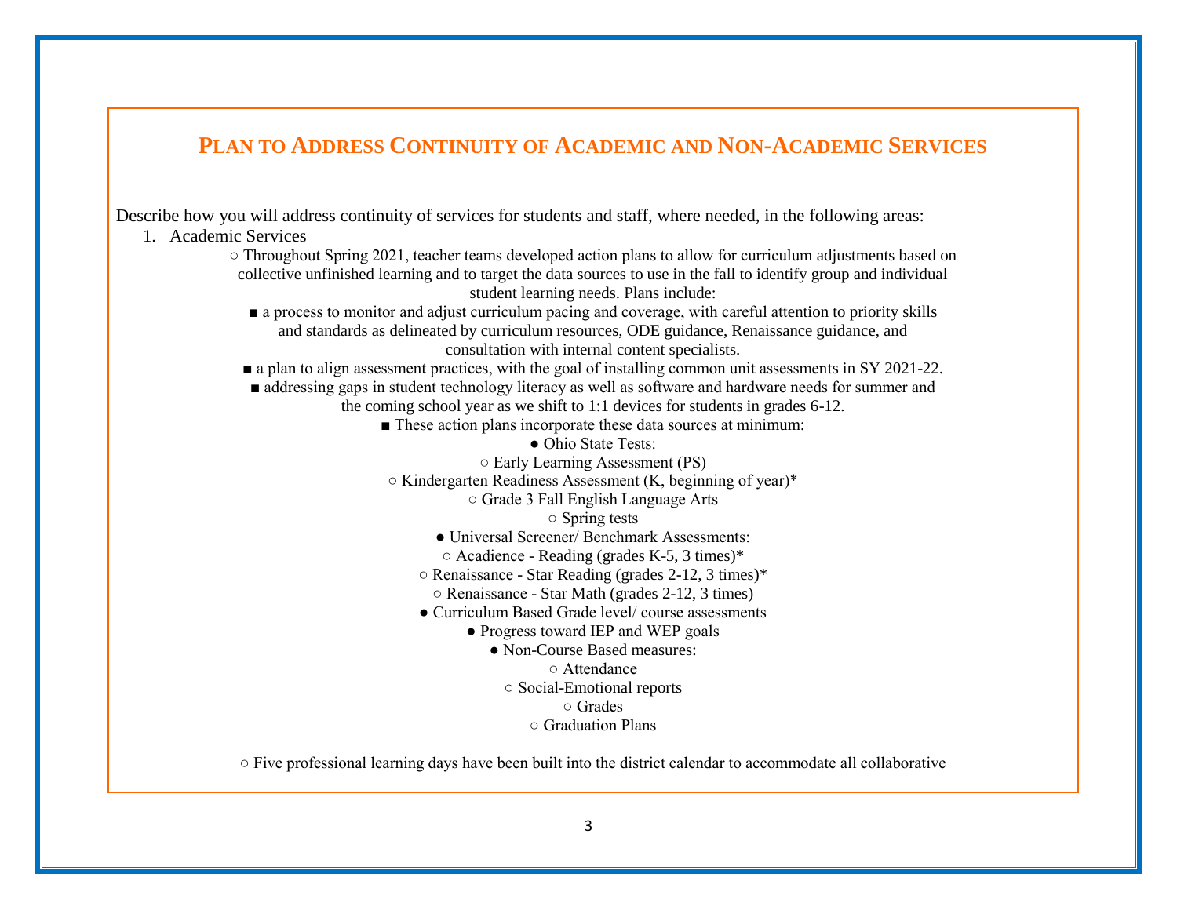## Plan to Address Continuity of Academic and Non-Academic Services

Describe how you will address continuity of services for students and staff, where needed, in the following areas:

1. Academic Services
   - ○ Throughout Spring 2021, teacher teams developed action plans to allow for curriculum adjustments based on collective unfinished learning and to target the data sources to use in the fall to identify group and individual student learning needs. Plans include:
     - ■ a process to monitor and adjust curriculum pacing and coverage, with careful attention to priority skills and standards as delineated by curriculum resources, ODE guidance, Renaissance guidance, and consultation with internal content specialists.
     - ■ a plan to align assessment practices, with the goal of installing common unit assessments in SY 2021-22.
     - ■ addressing gaps in student technology literacy as well as software and hardware needs for summer and the coming school year as we shift to 1:1 devices for students in grades 6-12.
     - ■ These action plans incorporate these data sources at minimum:
       - ● Ohio State Tests:
         - ○ Early Learning Assessment (PS)
         - ○ Kindergarten Readiness Assessment (K, beginning of year)*
         - ○ Grade 3 Fall English Language Arts
         - ○ Spring tests
       - ● Universal Screener/ Benchmark Assessments:
         - ○ Acadience - Reading (grades K-5, 3 times)*
         - ○ Renaissance - Star Reading (grades 2-12, 3 times)*
         - ○ Renaissance - Star Math (grades 2-12, 3 times)
       - ● Curriculum Based Grade level/ course assessments
       - ● Progress toward IEP and WEP goals
       - ● Non-Course Based measures:
         - ○ Attendance
         - ○ Social-Emotional reports
         - ○ Grades
         - ○ Graduation Plans
   - ○ Five professional learning days have been built into the district calendar to accommodate all collaborative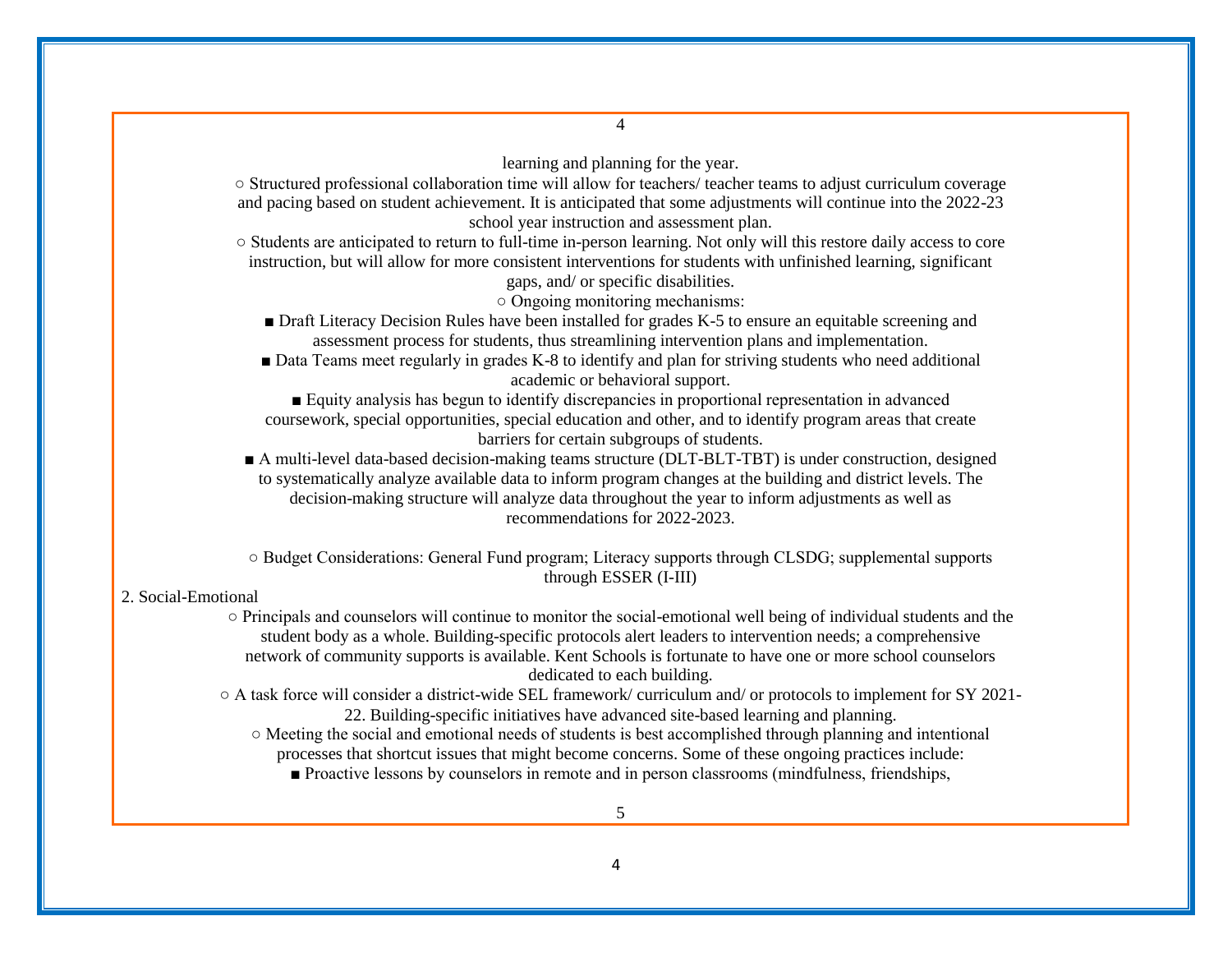learning and planning for the year.

- Structured professional collaboration time will allow for teachers/ teacher teams to adjust curriculum coverage and pacing based on student achievement. It is anticipated that some adjustments will continue into the 2022-23 school year instruction and assessment plan.
- Students are anticipated to return to full-time in-person learning. Not only will this restore daily access to core instruction, but will allow for more consistent interventions for students with unfinished learning, significant gaps, and/ or specific disabilities.
- Ongoing monitoring mechanisms:
  - Draft Literacy Decision Rules have been installed for grades K-5 to ensure an equitable screening and assessment process for students, thus streamlining intervention plans and implementation.
  - Data Teams meet regularly in grades K-8 to identify and plan for striving students who need additional academic or behavioral support.
  - Equity analysis has begun to identify discrepancies in proportional representation in advanced coursework, special opportunities, special education and other, and to identify program areas that create barriers for certain subgroups of students.
  - A multi-level data-based decision-making teams structure (DLT-BLT-TBT) is under construction, designed to systematically analyze available data to inform program changes at the building and district levels. The decision-making structure will analyze data throughout the year to inform adjustments as well as recommendations for 2022-2023.
- Budget Considerations: General Fund program; Literacy supports through CLSDG; supplemental supports through ESSER (I-III)

2. Social-Emotional

- Principals and counselors will continue to monitor the social-emotional well being of individual students and the student body as a whole. Building-specific protocols alert leaders to intervention needs; a comprehensive network of community supports is available. Kent Schools is fortunate to have one or more school counselors dedicated to each building.
- A task force will consider a district-wide SEL framework/ curriculum and/ or protocols to implement for SY 2021-22. Building-specific initiatives have advanced site-based learning and planning.
- Meeting the social and emotional needs of students is best accomplished through planning and intentional processes that shortcut issues that might become concerns. Some of these ongoing practices include:
  - Proactive lessons by counselors in remote and in person classrooms (mindfulness, friendships,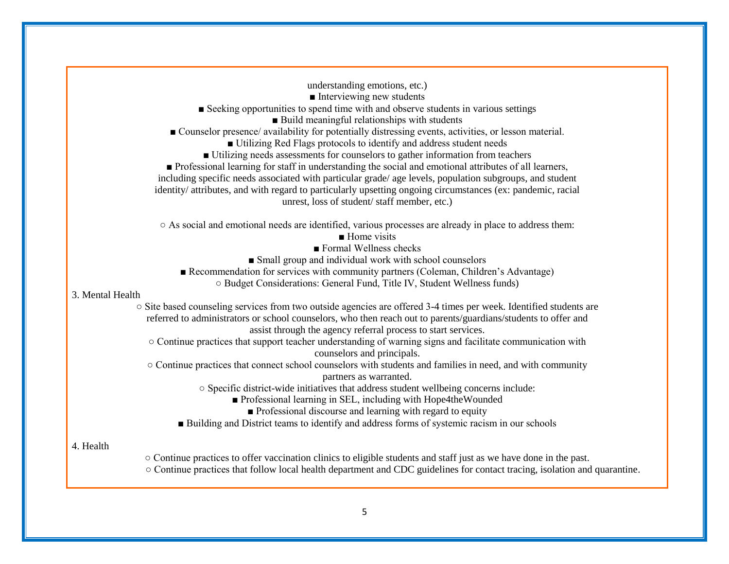understanding emotions, etc.)

- ■ Interviewing new students
- ■ Seeking opportunities to spend time with and observe students in various settings
- ■ Build meaningful relationships with students
- ■ Counselor presence/ availability for potentially distressing events, activities, or lesson material.
- ■ Utilizing Red Flags protocols to identify and address student needs
- ■ Utilizing needs assessments for counselors to gather information from teachers
- ■ Professional learning for staff in understanding the social and emotional attributes of all learners, including specific needs associated with particular grade/ age levels, population subgroups, and student identity/ attributes, and with regard to particularly upsetting ongoing circumstances (ex: pandemic, racial unrest, loss of student/ staff member, etc.)

○ As social and emotional needs are identified, various processes are already in place to address them:

- ■ Home visits
- ■ Formal Wellness checks
- ■ Small group and individual work with school counselors
- ■ Recommendation for services with community partners (Coleman, Children's Advantage)

○ Budget Considerations: General Fund, Title IV, Student Wellness funds)

3. Mental Health

○ Site based counseling services from two outside agencies are offered 3-4 times per week. Identified students are referred to administrators or school counselors, who then reach out to parents/guardians/students to offer and assist through the agency referral process to start services.

○ Continue practices that support teacher understanding of warning signs and facilitate communication with counselors and principals.

○ Continue practices that connect school counselors with students and families in need, and with community partners as warranted.

○ Specific district-wide initiatives that address student wellbeing concerns include:

- ■ Professional learning in SEL, including with Hope4theWounded
- ■ Professional discourse and learning with regard to equity
- ■ Building and District teams to identify and address forms of systemic racism in our schools

4. Health

○ Continue practices to offer vaccination clinics to eligible students and staff just as we have done in the past.

○ Continue practices that follow local health department and CDC guidelines for contact tracing, isolation and quarantine.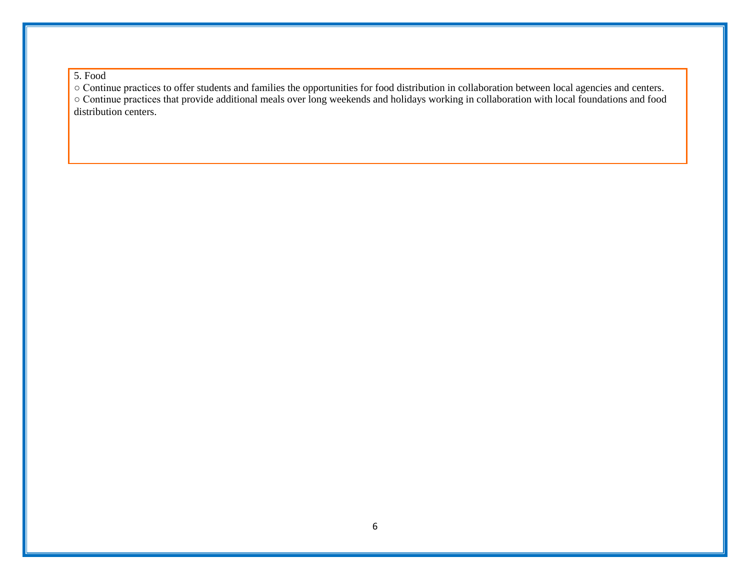5. Food

- ○ Continue practices to offer students and families the opportunities for food distribution in collaboration between local agencies and centers.
- ○ Continue practices that provide additional meals over long weekends and holidays working in collaboration with local foundations and food distribution centers.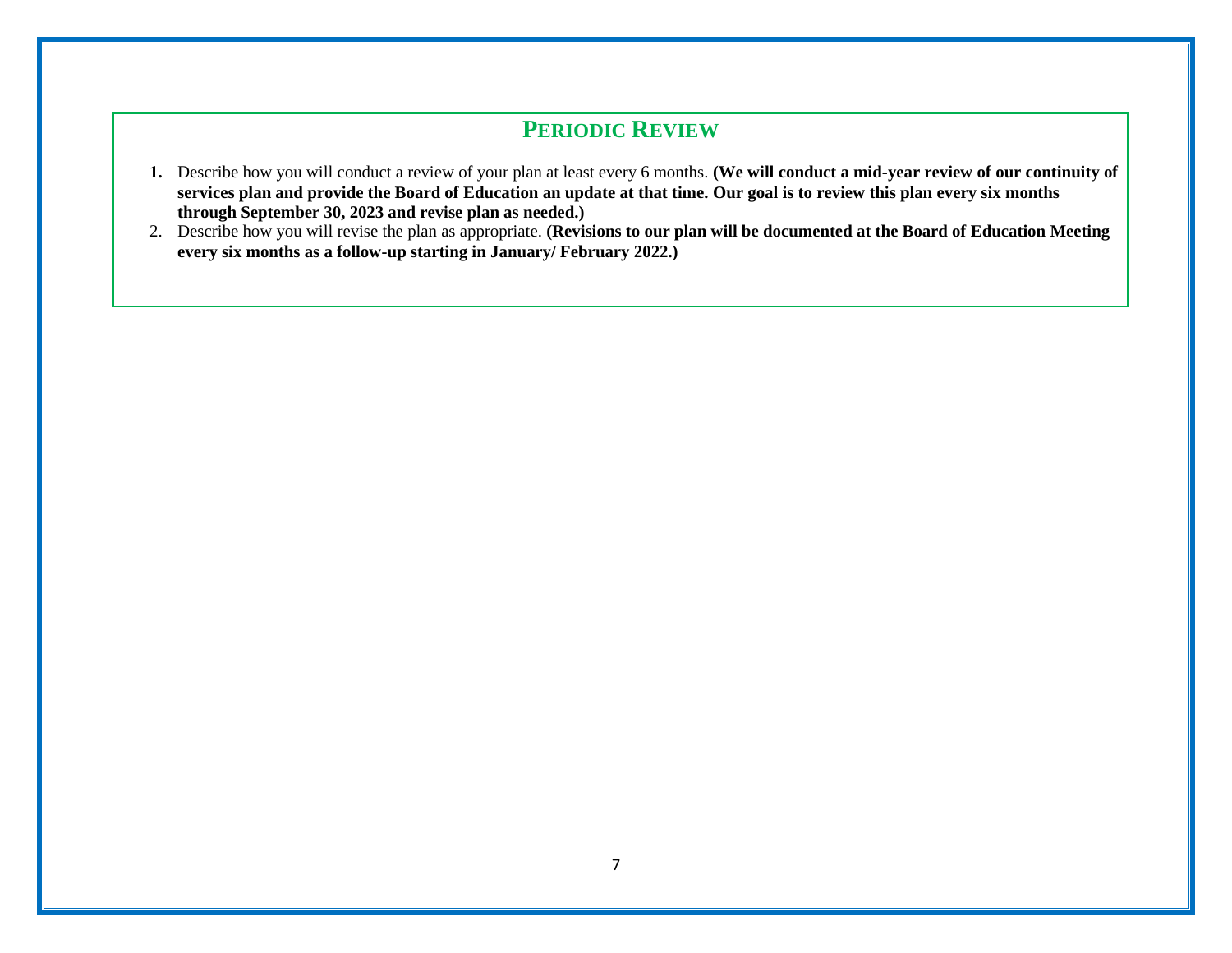## Periodic Review

1. Describe how you will conduct a review of your plan at least every 6 months. **(We will conduct a mid-year review of our continuity of services plan and provide the Board of Education an update at that time. Our goal is to review this plan every six months through September 30, 2023 and revise plan as needed.)**
2. Describe how you will revise the plan as appropriate. **(Revisions to our plan will be documented at the Board of Education Meeting every six months as a follow-up starting in January/ February 2022.)**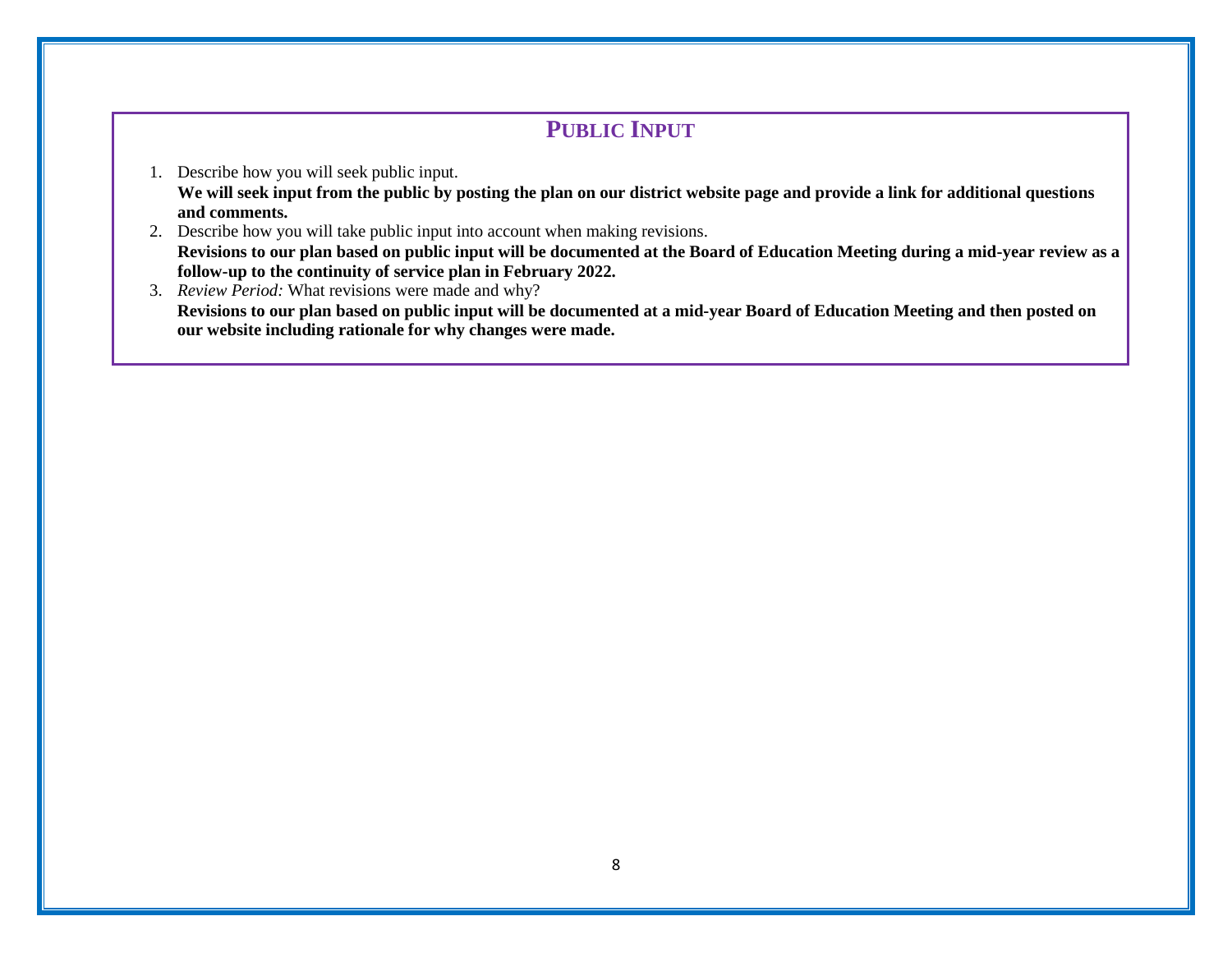## PUBLIC INPUT

1. Describe how you will seek public input.
   **We will seek input from the public by posting the plan on our district website page and provide a link for additional questions and comments.**
2. Describe how you will take public input into account when making revisions.
   **Revisions to our plan based on public input will be documented at the Board of Education Meeting during a mid-year review as a follow-up to the continuity of service plan in February 2022.**
3. *Review Period:* What revisions were made and why?
   **Revisions to our plan based on public input will be documented at a mid-year Board of Education Meeting and then posted on our website including rationale for why changes were made.**